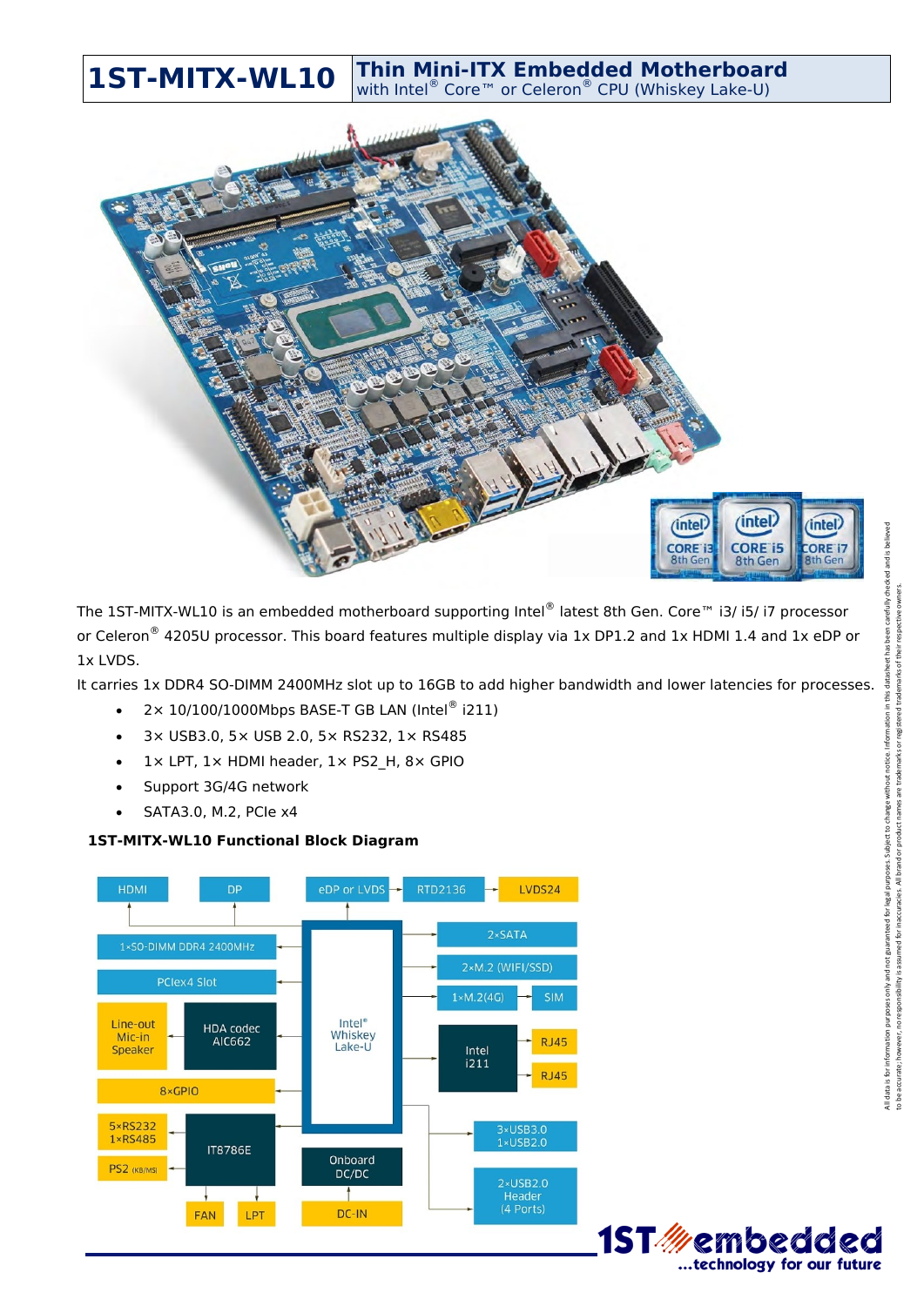# 1ST-MITX-WL10

## Thin Mini-ITX Embedded Motherboard
with Intel® Core™ or Celeron® CPU (Whiskey Lake-U)

The 1ST-MITX-WL10 is an embedded motherboard supporting Intel® latest 8th Gen. Core™ i3/ i5/ i7 processor or Celeron® 4205U processor. This board features multiple display via 1x DP1.2 and 1x HDMI 1.4 and 1x eDP or 1x LVDS.

It carries 1x DDR4 SO-DIMM 2400MHz slot up to 16GB to add higher bandwidth and lower latencies for processes.

- 2× 10/100/1000Mbps BASE-T GB LAN (Intel® i211)
- 3× USB3.0, 5× USB 2.0, 5× RS232, 1× RS485
- 1× LPT, 1× HDMI header, 1× PS2_H, 8× GPIO
- Support 3G/4G network
- SATA3.0, M.2, PCIe x4

### 1ST-MITX-WL10 Functional Block Diagram

HDMI | DP | eDP or LVDS → RTD2136 → LVDS24

1×SO-DIMM DDR4 2400MHz | PCIex4 Slot | Line-out Mic-in Speaker – HDA codec AIC662 | 8×GPIO | 5×RS232 1×RS485 | PS2 (KB/MS) – IT8786E – FAN, LPT

Intel® Whiskey Lake-U | Onboard DC/DC | DC-IN

2×SATA | 2×M.2 (WIFI/SSD) | 1×M.2(4G) – SIM | Intel i211 → RJ45, RJ45 | 3×USB3.0 1×USB2.0 | 2×USB2.0 Header (4 Ports)

All data is for information purposes only and not guaranteed for legal purposes. Subject to change without notice. Information in this datasheet has been carefully checked and is believed to be accurate; however, no responsibility is assumed for inaccuracies. All brand or product names are trademarks or registered trademarks of their respective owners.

1ST embedded ...technology for our future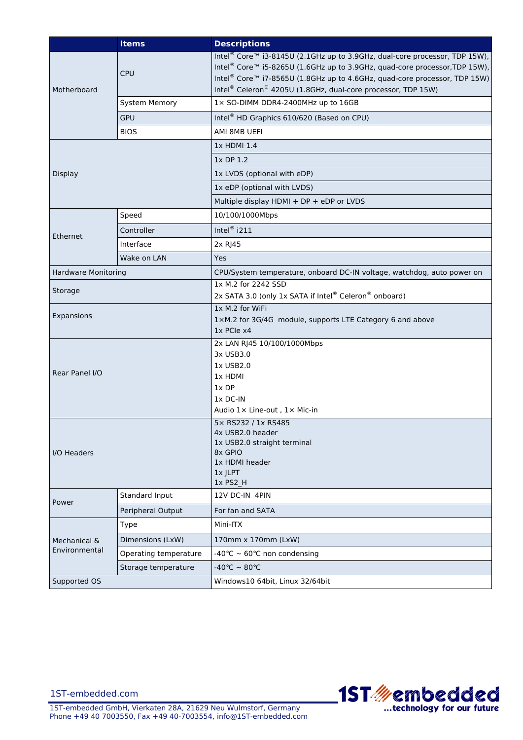| | Items | Descriptions |
|---|---|---|
| Motherboard | CPU | Intel® Core™ i3-8145U (2.1GHz up to 3.9GHz, dual-core processor, TDP 15W),<br>Intel® Core™ i5-8265U (1.6GHz up to 3.9GHz, quad-core processor,TDP 15W),<br>Intel® Core™ i7-8565U (1.8GHz up to 4.6GHz, quad-core processor, TDP 15W)<br>Intel® Celeron® 4205U (1.8GHz, dual-core processor, TDP 15W) |
| | System Memory | 1× SO-DIMM DDR4-2400MHz up to 16GB |
| | GPU | Intel® HD Graphics 610/620 (Based on CPU) |
| | BIOS | AMI 8MB UEFI |
| Display | | 1x HDMI 1.4 |
| | | 1x DP 1.2 |
| | | 1x LVDS (optional with eDP) |
| | | 1x eDP (optional with LVDS) |
| | | Multiple display HDMI + DP + eDP or LVDS |
| Ethernet | Speed | 10/100/1000Mbps |
| | Controller | Intel® i211 |
| | Interface | 2x RJ45 |
| | Wake on LAN | Yes |
| Hardware Monitoring | | CPU/System temperature, onboard DC-IN voltage, watchdog, auto power on |
| Storage | | 1x M.2 for 2242 SSD<br>2x SATA 3.0 (only 1x SATA if Intel® Celeron® onboard) |
| Expansions | | 1x M.2 for WiFi<br>1×M.2 for 3G/4G module, supports LTE Category 6 and above<br>1x PCIe x4 |
| Rear Panel I/O | | 2x LAN RJ45 10/100/1000Mbps<br>3x USB3.0<br>1x USB2.0<br>1x HDMI<br>1x DP<br>1x DC-IN<br>Audio 1× Line-out , 1× Mic-in |
| I/O Headers | | 5× RS232 / 1x RS485<br>4x USB2.0 header<br>1x USB2.0 straight terminal<br>8x GPIO<br>1x HDMI header<br>1x JLPT<br>1x PS2_H |
| Power | Standard Input | 12V DC-IN 4PIN |
| | Peripheral Output | For fan and SATA |
| Mechanical & Environmental | Type | Mini-ITX |
| | Dimensions (LxW) | 170mm x 170mm (LxW) |
| | Operating temperature | -40℃ ~ 60℃ non condensing |
| | Storage temperature | -40℃ ~ 80℃ |
| Supported OS | | Windows10 64bit, Linux 32/64bit |

1ST-embedded.com

1ST-embedded GmbH, Vierkaten 28A, 21629 Neu Wulmstorf, Germany
Phone +49 40 7003550, Fax +49 40-7003554, info@1ST-embedded.com

1ST embedded ...technology for our future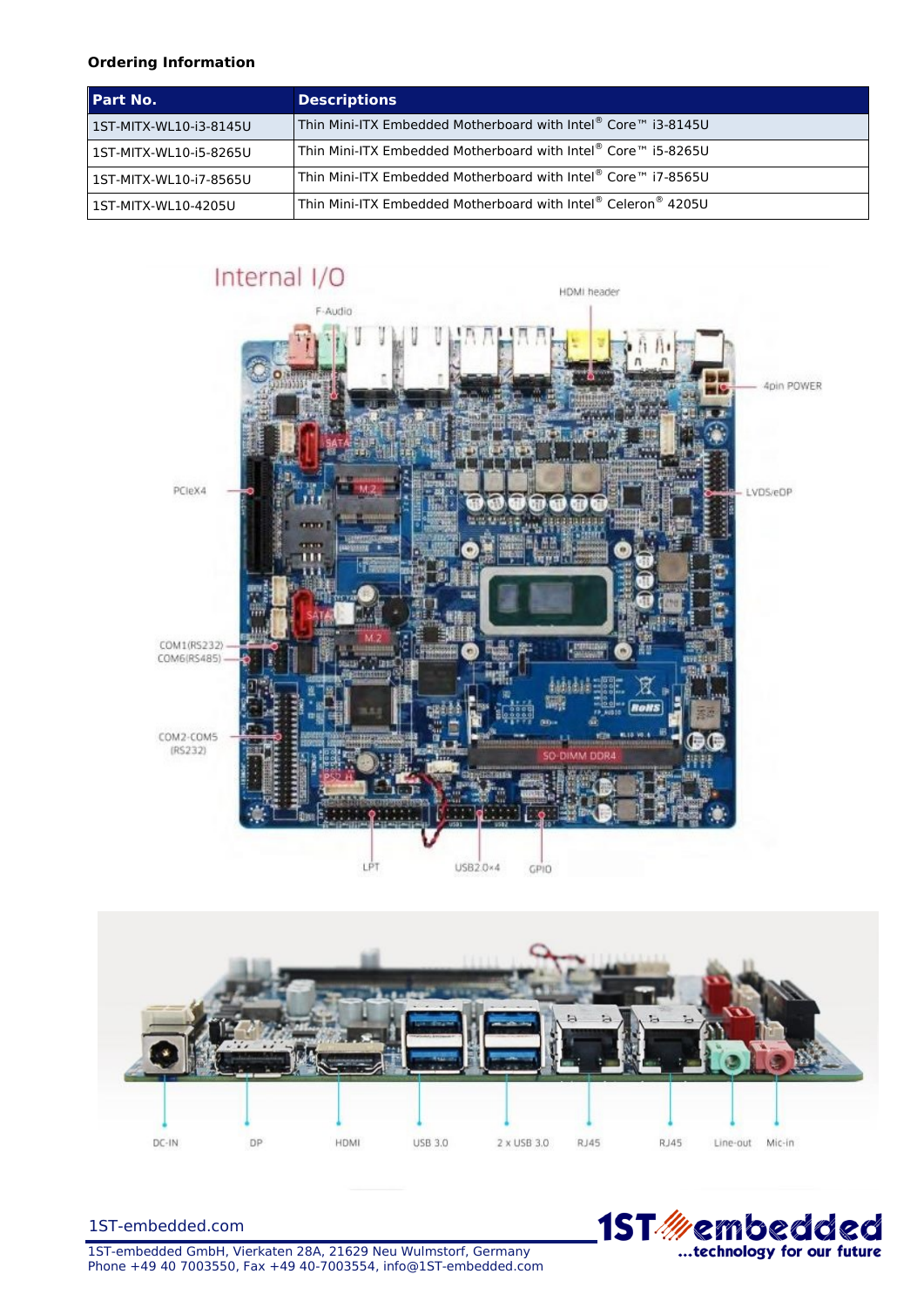**Ordering Information**

| Part No. | Descriptions |
|---|---|
| 1ST-MITX-WL10-i3-8145U | Thin Mini-ITX Embedded Motherboard with Intel® Core™ i3-8145U |
| 1ST-MITX-WL10-i5-8265U | Thin Mini-ITX Embedded Motherboard with Intel® Core™ i5-8265U |
| 1ST-MITX-WL10-i7-8565U | Thin Mini-ITX Embedded Motherboard with Intel® Core™ i7-8565U |
| 1ST-MITX-WL10-4205U | Thin Mini-ITX Embedded Motherboard with Intel® Celeron® 4205U |

Internal I/O

F-Audio

HDMI header

4pin POWER

PCIeX4

LVDS/eDP

COM1(RS232)

COM6(RS485)

COM2-COM5 (RS232)

LPT

USB2.0×4

GPIO

DC-IN

DP

HDMI

USB 3.0

2 x USB 3.0

RJ45

RJ45

Line-out

Mic-in